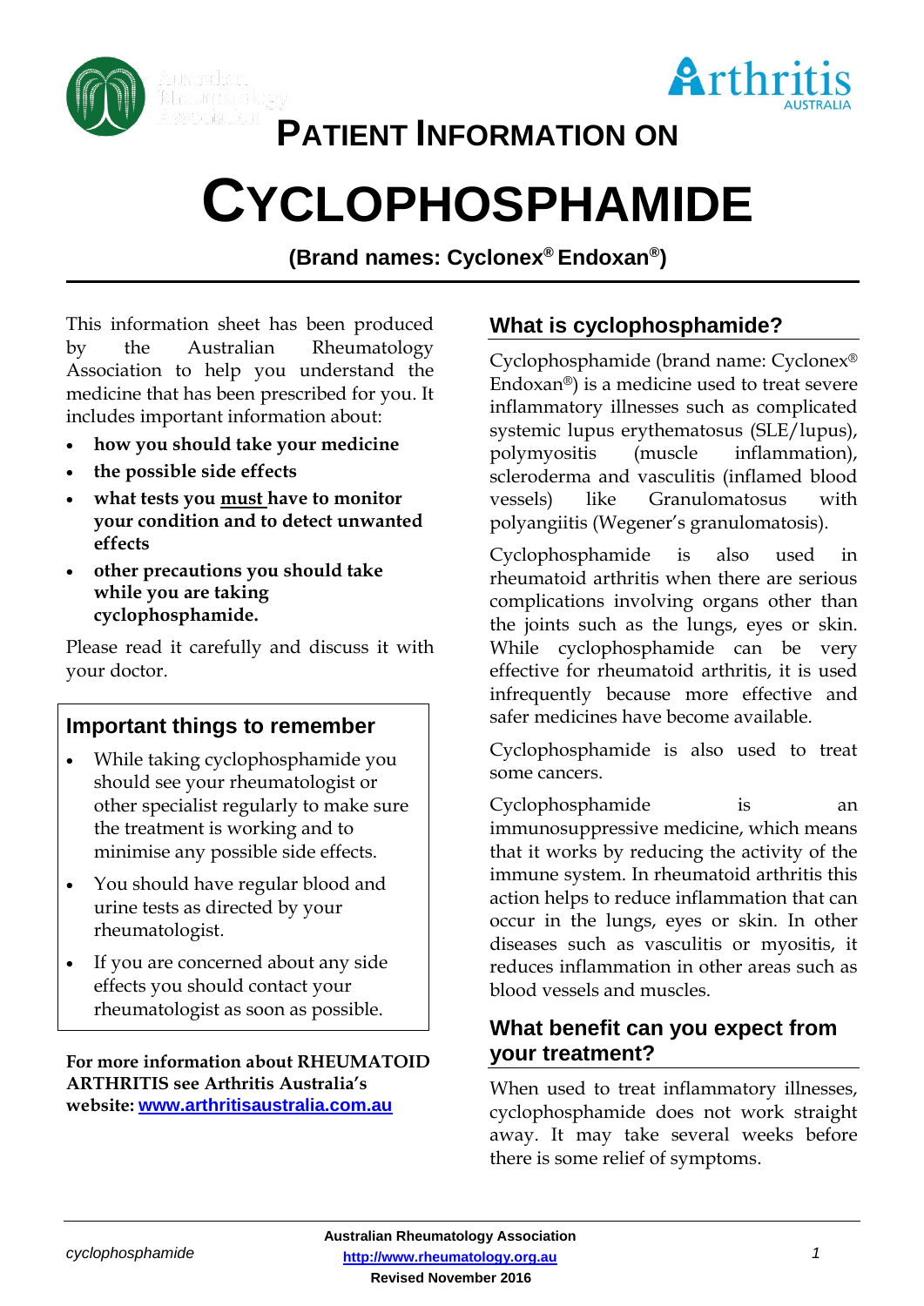# PATIENT INFORMATION ON

# CYCLOPHOSPHAMIDE

**(Brand names: Cyclonex® Endoxan®)**

This information sheet has been produced by the Australian Rheumatology Association to help you understand the medicine that has been prescribed for you. It includes important information about:

- **how you should take your medicine**
- **the possible side effects**
- **what tests you must have to monitor your condition and to detect unwanted effects**
- **other precautions you should take while you are taking cyclophosphamide.**

Please read it carefully and discuss it with your doctor.

## Important things to remember

- While taking cyclophosphamide you should see your rheumatologist or other specialist regularly to make sure the treatment is working and to minimise any possible side effects.
- You should have regular blood and urine tests as directed by your rheumatologist.
- If you are concerned about any side effects you should contact your rheumatologist as soon as possible.

**For more information about RHEUMATOID ARTHRITIS see Arthritis Australia's website: [www.arthritisaustralia.com.au](http://www.arthritisaustralia.com.au)**

## What is cyclophosphamide?

Cyclophosphamide (brand name: Cyclonex® Endoxan®) is a medicine used to treat severe inflammatory illnesses such as complicated systemic lupus erythematosus (SLE/lupus), polymyositis (muscle inflammation), scleroderma and vasculitis (inflamed blood vessels) like Granulomatosus with polyangiitis (Wegener's granulomatosis).

Cyclophosphamide is also used in rheumatoid arthritis when there are serious complications involving organs other than the joints such as the lungs, eyes or skin. While cyclophosphamide can be very effective for rheumatoid arthritis, it is used infrequently because more effective and safer medicines have become available.

Cyclophosphamide is also used to treat some cancers.

Cyclophosphamide is an immunosuppressive medicine, which means that it works by reducing the activity of the immune system. In rheumatoid arthritis this action helps to reduce inflammation that can occur in the lungs, eyes or skin. In other diseases such as vasculitis or myositis, it reduces inflammation in other areas such as blood vessels and muscles.

## What benefit can you expect from your treatment?

When used to treat inflammatory illnesses, cyclophosphamide does not work straight away. It may take several weeks before there is some relief of symptoms.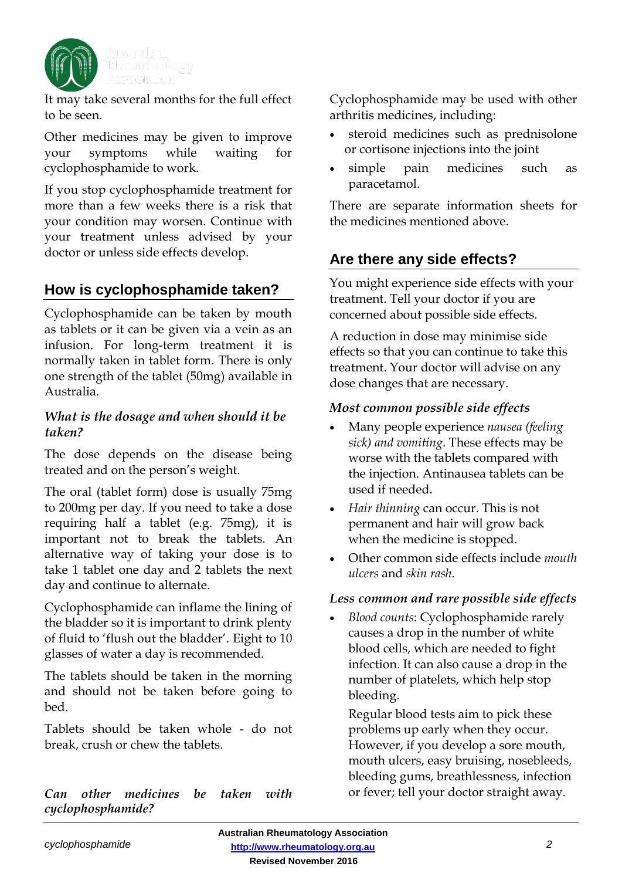It may take several months for the full effect to be seen.

Other medicines may be given to improve your symptoms while waiting for cyclophosphamide to work.

If you stop cyclophosphamide treatment for more than a few weeks there is a risk that your condition may worsen. Continue with your treatment unless advised by your doctor or unless side effects develop.

## How is cyclophosphamide taken?

Cyclophosphamide can be taken by mouth as tablets or it can be given via a vein as an infusion. For long-term treatment it is normally taken in tablet form. There is only one strength of the tablet (50mg) available in Australia.

### *What is the dosage and when should it be taken?*

The dose depends on the disease being treated and on the person's weight.

The oral (tablet form) dose is usually 75mg to 200mg per day. If you need to take a dose requiring half a tablet (e.g. 75mg), it is important not to break the tablets. An alternative way of taking your dose is to take 1 tablet one day and 2 tablets the next day and continue to alternate.

Cyclophosphamide can inflame the lining of the bladder so it is important to drink plenty of fluid to 'flush out the bladder'. Eight to 10 glasses of water a day is recommended.

The tablets should be taken in the morning and should not be taken before going to bed.

Tablets should be taken whole - do not break, crush or chew the tablets.

### *Can other medicines be taken with cyclophosphamide?*

Cyclophosphamide may be used with other arthritis medicines, including:

- steroid medicines such as prednisolone or cortisone injections into the joint
- simple pain medicines such as paracetamol.

There are separate information sheets for the medicines mentioned above.

## Are there any side effects?

You might experience side effects with your treatment. Tell your doctor if you are concerned about possible side effects.

A reduction in dose may minimise side effects so that you can continue to take this treatment. Your doctor will advise on any dose changes that are necessary.

### *Most common possible side effects*

- Many people experience *nausea (feeling sick) and vomiting*. These effects may be worse with the tablets compared with the injection. Antinausea tablets can be used if needed.
- *Hair thinning* can occur. This is not permanent and hair will grow back when the medicine is stopped.
- Other common side effects include *mouth ulcers* and *skin rash*.

### *Less common and rare possible side effects*

- *Blood counts*: Cyclophosphamide rarely causes a drop in the number of white blood cells, which are needed to fight infection. It can also cause a drop in the number of platelets, which help stop bleeding.

  Regular blood tests aim to pick these problems up early when they occur. However, if you develop a sore mouth, mouth ulcers, easy bruising, nosebleeds, bleeding gums, breathlessness, infection or fever; tell your doctor straight away.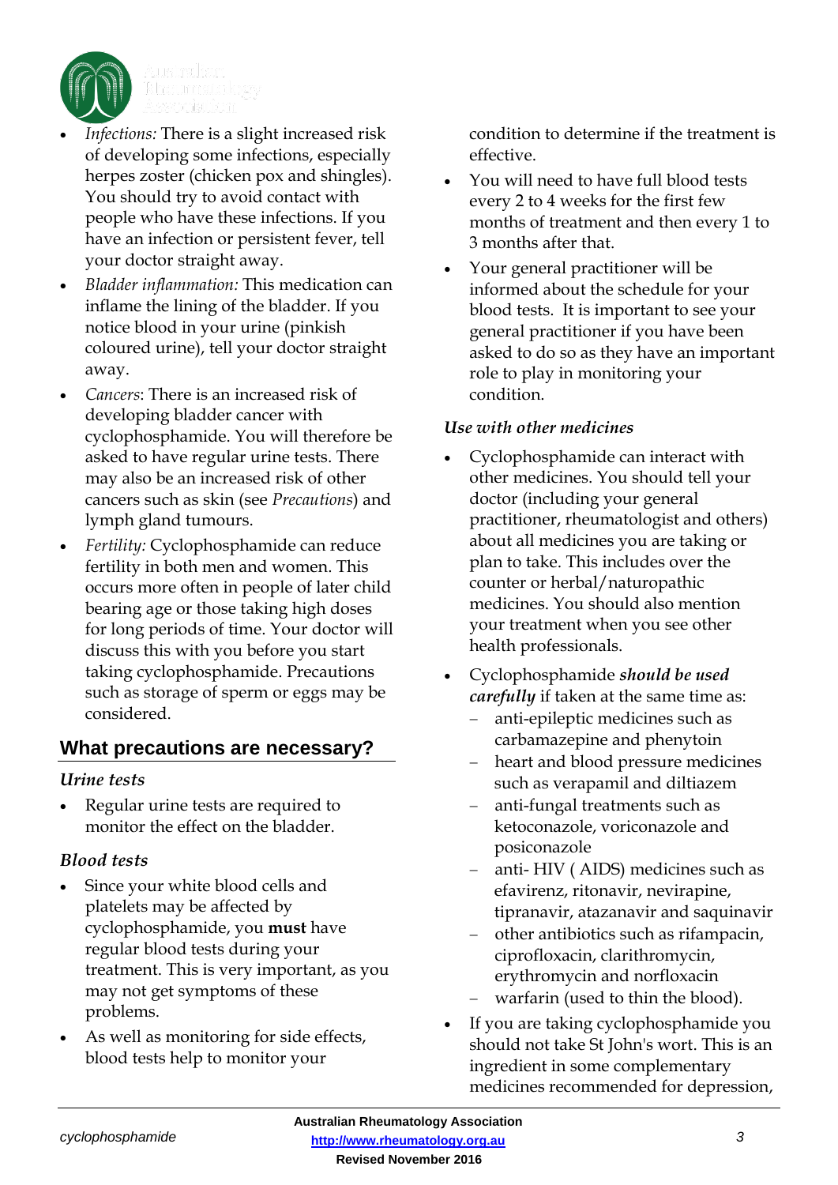- *Infections:* There is a slight increased risk of developing some infections, especially herpes zoster (chicken pox and shingles). You should try to avoid contact with people who have these infections. If you have an infection or persistent fever, tell your doctor straight away.
- *Bladder inflammation:* This medication can inflame the lining of the bladder. If you notice blood in your urine (pinkish coloured urine), tell your doctor straight away.
- *Cancers*: There is an increased risk of developing bladder cancer with cyclophosphamide. You will therefore be asked to have regular urine tests. There may also be an increased risk of other cancers such as skin (see *Precautions*) and lymph gland tumours.
- *Fertility:* Cyclophosphamide can reduce fertility in both men and women. This occurs more often in people of later child bearing age or those taking high doses for long periods of time. Your doctor will discuss this with you before you start taking cyclophosphamide. Precautions such as storage of sperm or eggs may be considered.

## What precautions are necessary?

### *Urine tests*

- Regular urine tests are required to monitor the effect on the bladder.

### *Blood tests*

- Since your white blood cells and platelets may be affected by cyclophosphamide, you **must** have regular blood tests during your treatment. This is very important, as you may not get symptoms of these problems.
- As well as monitoring for side effects, blood tests help to monitor your condition to determine if the treatment is effective.
- You will need to have full blood tests every 2 to 4 weeks for the first few months of treatment and then every 1 to 3 months after that.
- Your general practitioner will be informed about the schedule for your blood tests. It is important to see your general practitioner if you have been asked to do so as they have an important role to play in monitoring your condition.

### *Use with other medicines*

- Cyclophosphamide can interact with other medicines. You should tell your doctor (including your general practitioner, rheumatologist and others) about all medicines you are taking or plan to take. This includes over the counter or herbal/naturopathic medicines. You should also mention your treatment when you see other health professionals.
- Cyclophosphamide ***should be used carefully*** if taken at the same time as:
  - anti-epileptic medicines such as carbamazepine and phenytoin
  - heart and blood pressure medicines such as verapamil and diltiazem
  - anti-fungal treatments such as ketoconazole, voriconazole and posiconazole
  - anti- HIV ( AIDS) medicines such as efavirenz, ritonavir, nevirapine, tipranavir, atazanavir and saquinavir
  - other antibiotics such as rifampacin, ciprofloxacin, clarithromycin, erythromycin and norfloxacin
  - warfarin (used to thin the blood).
- If you are taking cyclophosphamide you should not take St John's wort. This is an ingredient in some complementary medicines recommended for depression,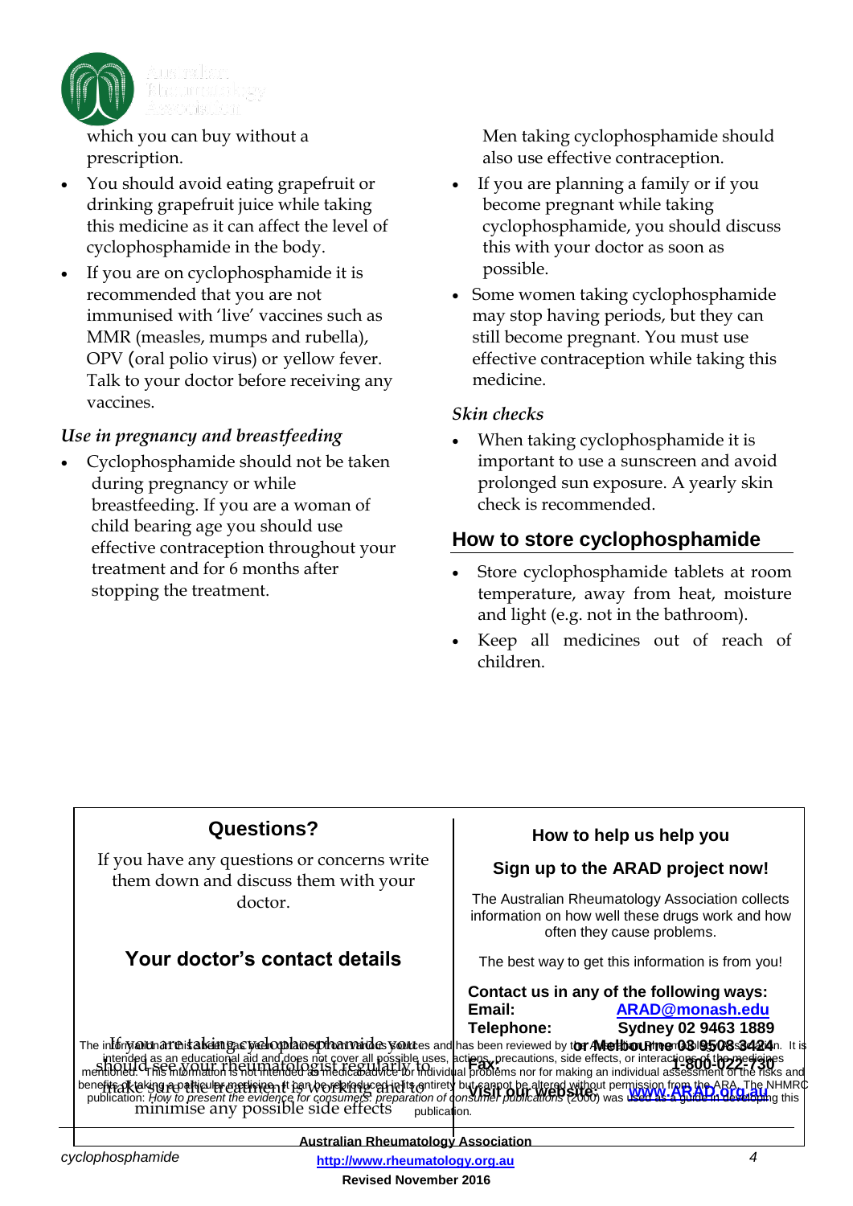which you can buy without a prescription.

- You should avoid eating grapefruit or drinking grapefruit juice while taking this medicine as it can affect the level of cyclophosphamide in the body.
- If you are on cyclophosphamide it is recommended that you are not immunised with 'live' vaccines such as MMR (measles, mumps and rubella), OPV (oral polio virus) or yellow fever. Talk to your doctor before receiving any vaccines.

### *Use in pregnancy and breastfeeding*

- Cyclophosphamide should not be taken during pregnancy or while breastfeeding. If you are a woman of child bearing age you should use effective contraception throughout your treatment and for 6 months after stopping the treatment.

Men taking cyclophosphamide should also use effective contraception.

- If you are planning a family or if you become pregnant while taking cyclophosphamide, you should discuss this with your doctor as soon as possible.
- Some women taking cyclophosphamide may stop having periods, but they can still become pregnant. You must use effective contraception while taking this medicine.

### *Skin checks*

- When taking cyclophosphamide it is important to use a sunscreen and avoid prolonged sun exposure. A yearly skin check is recommended.

## How to store cyclophosphamide

- Store cyclophosphamide tablets at room temperature, away from heat, moisture and light (e.g. not in the bathroom).
- Keep all medicines out of reach of children.

## Questions?

If you have any questions or concerns write them down and discuss them with your doctor.

## Your doctor's contact details

If you are taking cyclophosphamide you should see your rheumatologist regularly to make sure the treatment is working and to minimise any possible side effects

### How to help us help you

### Sign up to the ARAD project now!

The Australian Rheumatology Association collects information on how well these drugs work and how often they cause problems.

The best way to get this information is from you!

**Contact us in any of the following ways:**
**Email:** ARAD@monash.edu
**Telephone:** Sydney 02 9463 1889 or Melbourne 03 9508 3424
**Fax:** 1-800-022-730
**Visit our website:** www.ARAD.org.au

The information in this sheet has been obtained from various sources and has been reviewed by the Australian Rheumatology Association. It is intended as an educational aid and does not cover all possible uses, actions, precautions, side effects, or interactions of the medicines mentioned. This information is not intended as medical advice for individual problems nor for making an individual assessment of the risks and benefits of taking a particular medicine. It can be reproduced in its entirety but cannot be altered without permission from the ARA. The NHMRC publication: *How to present the evidence for consumers: preparation of consumer publications* (2000) was used as a guide in developing this publication.

**Australian Rheumatology Association**
**http://www.rheumatology.org.au**
**Revised November 2016**